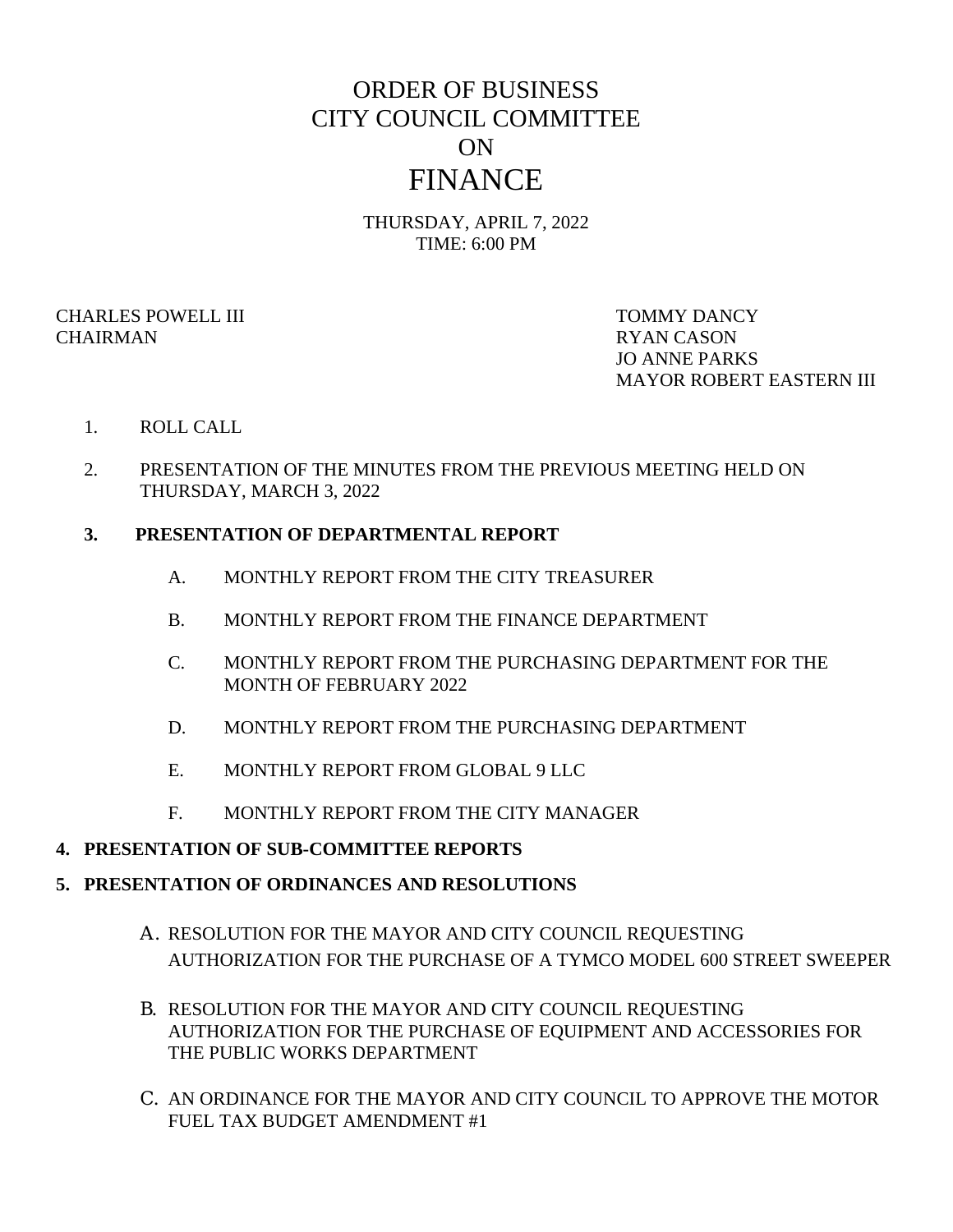# ORDER OF BUSINESS
# CITY COUNCIL COMMITTEE
# ON
# FINANCE

THURSDAY, APRIL 7, 2022
TIME: 6:00 PM

CHARLES POWELL III
CHAIRMAN

TOMMY DANCY
RYAN CASON
JO ANNE PARKS
MAYOR ROBERT EASTERN III

1. ROLL CALL

2. PRESENTATION OF THE MINUTES FROM THE PREVIOUS MEETING HELD ON THURSDAY, MARCH 3, 2022

3. **PRESENTATION OF DEPARTMENTAL REPORT**

   A. MONTHLY REPORT FROM THE CITY TREASURER

   B. MONTHLY REPORT FROM THE FINANCE DEPARTMENT

   C. MONTHLY REPORT FROM THE PURCHASING DEPARTMENT FOR THE MONTH OF FEBRUARY 2022

   D. MONTHLY REPORT FROM THE PURCHASING DEPARTMENT

   E. MONTHLY REPORT FROM GLOBAL 9 LLC

   F. MONTHLY REPORT FROM THE CITY MANAGER

4. **PRESENTATION OF SUB-COMMITTEE REPORTS**

5. **PRESENTATION OF ORDINANCES AND RESOLUTIONS**

   A. RESOLUTION FOR THE MAYOR AND CITY COUNCIL REQUESTING AUTHORIZATION FOR THE PURCHASE OF A TYMCO MODEL 600 STREET SWEEPER

   B. RESOLUTION FOR THE MAYOR AND CITY COUNCIL REQUESTING AUTHORIZATION FOR THE PURCHASE OF EQUIPMENT AND ACCESSORIES FOR THE PUBLIC WORKS DEPARTMENT

   C. AN ORDINANCE FOR THE MAYOR AND CITY COUNCIL TO APPROVE THE MOTOR FUEL TAX BUDGET AMENDMENT #1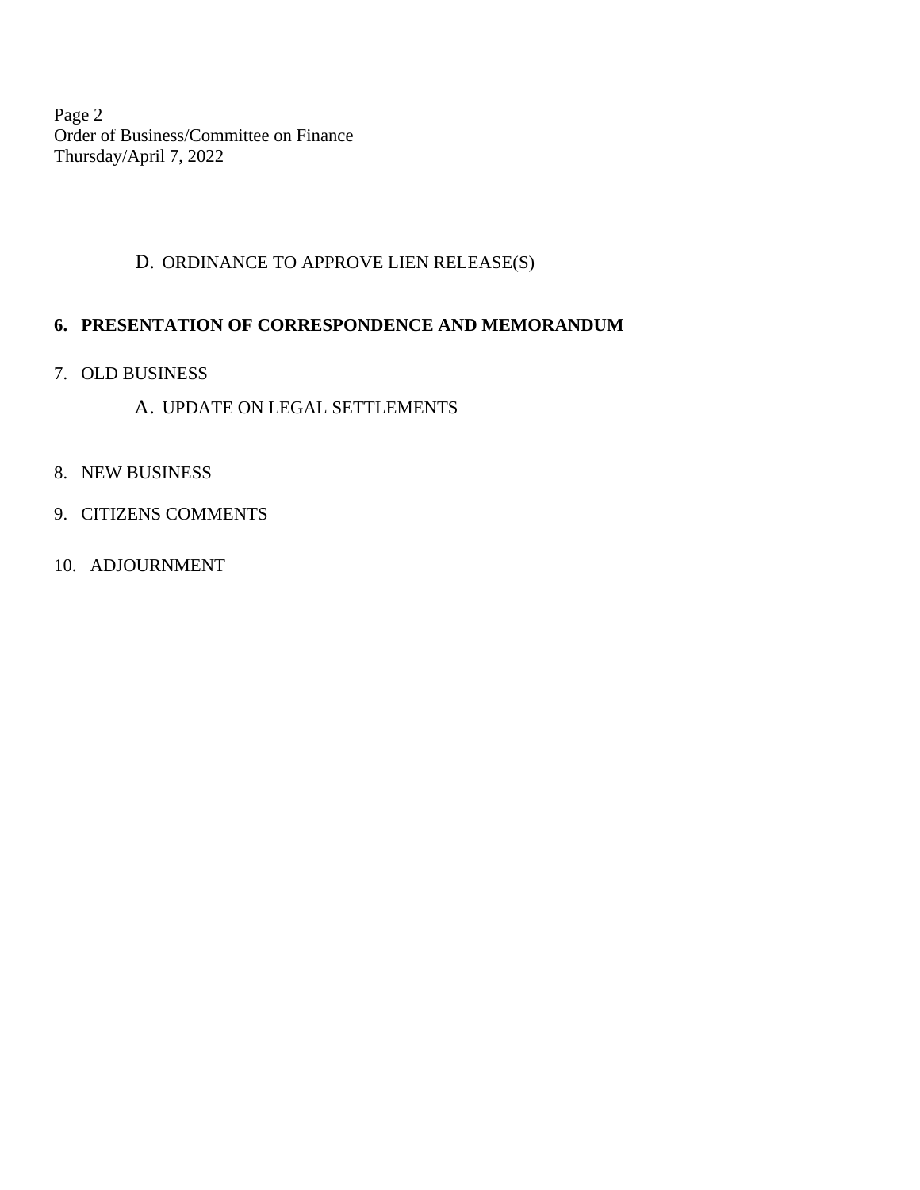D. ORDINANCE TO APPROVE LIEN RELEASE(S)

**6. PRESENTATION OF CORRESPONDENCE AND MEMORANDUM**

7. OLD BUSINESS

   A. UPDATE ON LEGAL SETTLEMENTS

8. NEW BUSINESS

9. CITIZENS COMMENTS

10. ADJOURNMENT